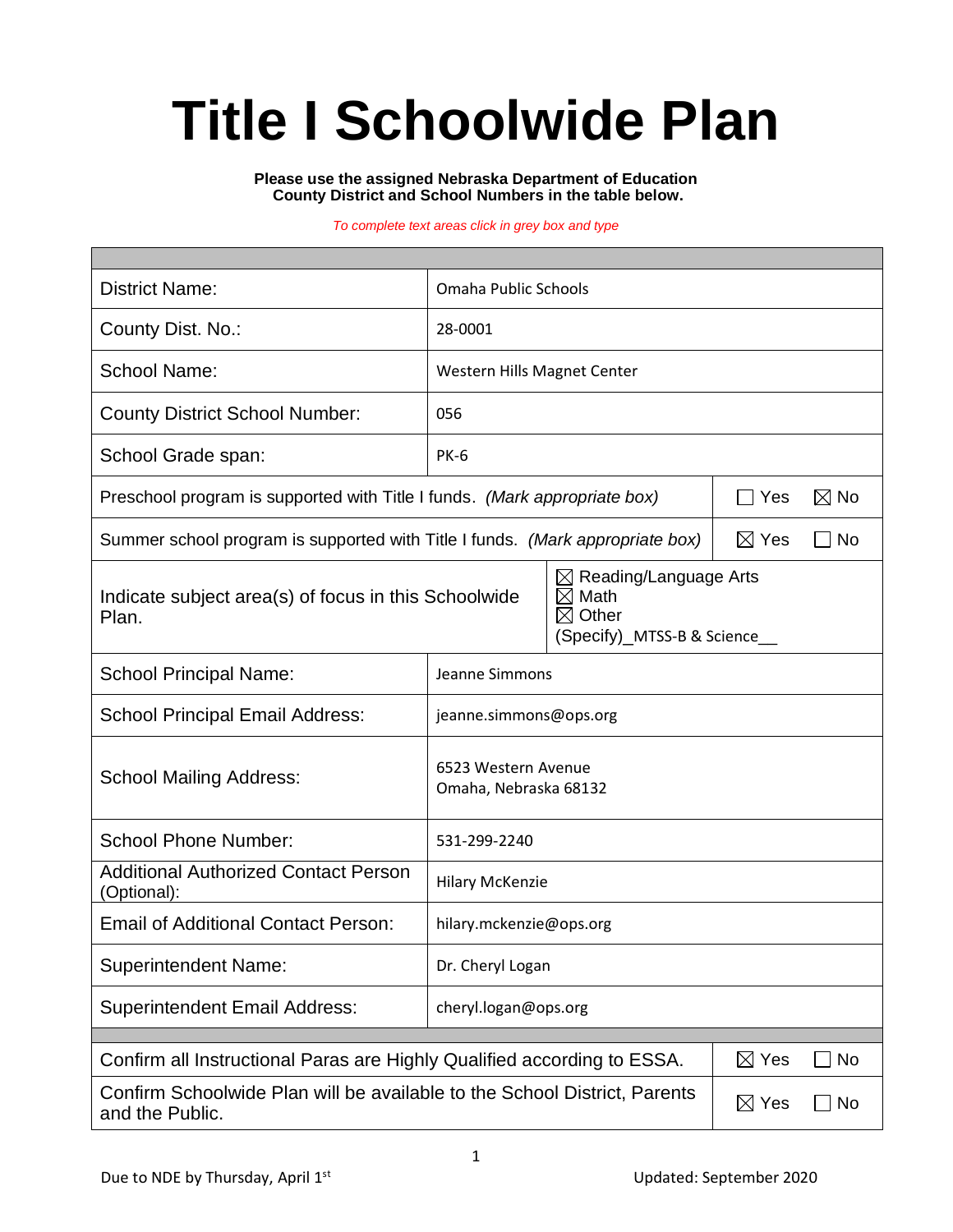# Title I Schoolwide Plan

**Please use the assigned Nebraska Department of Education County District and School Numbers in the table below.**

*To complete text areas click in grey box and type*

| | |
|---|---|
| District Name: | Omaha Public Schools |
| County Dist. No.: | 28-0001 |
| School Name: | Western Hills Magnet Center |
| County District School Number: | 056 |
| School Grade span: | PK-6 |
| Preschool program is supported with Title I funds. *(Mark appropriate box)* | ☐ Yes ☒ No |
| Summer school program is supported with Title I funds. *(Mark appropriate box)* | ☒ Yes ☐ No |
| Indicate subject area(s) of focus in this Schoolwide Plan. | ☒ Reading/Language Arts<br>☒ Math<br>☒ Other<br>(Specify)_MTSS-B & Science__ |
| School Principal Name: | Jeanne Simmons |
| School Principal Email Address: | jeanne.simmons@ops.org |
| School Mailing Address: | 6523 Western Avenue<br>Omaha, Nebraska 68132 |
| School Phone Number: | 531-299-2240 |
| Additional Authorized Contact Person (Optional): | Hilary McKenzie |
| Email of Additional Contact Person: | hilary.mckenzie@ops.org |
| Superintendent Name: | Dr. Cheryl Logan |
| Superintendent Email Address: | cheryl.logan@ops.org |
| Confirm all Instructional Paras are Highly Qualified according to ESSA. | ☒ Yes ☐ No |
| Confirm Schoolwide Plan will be available to the School District, Parents and the Public. | ☒ Yes ☐ No |

Due to NDE by Thursday, April 1st

Updated: September 2020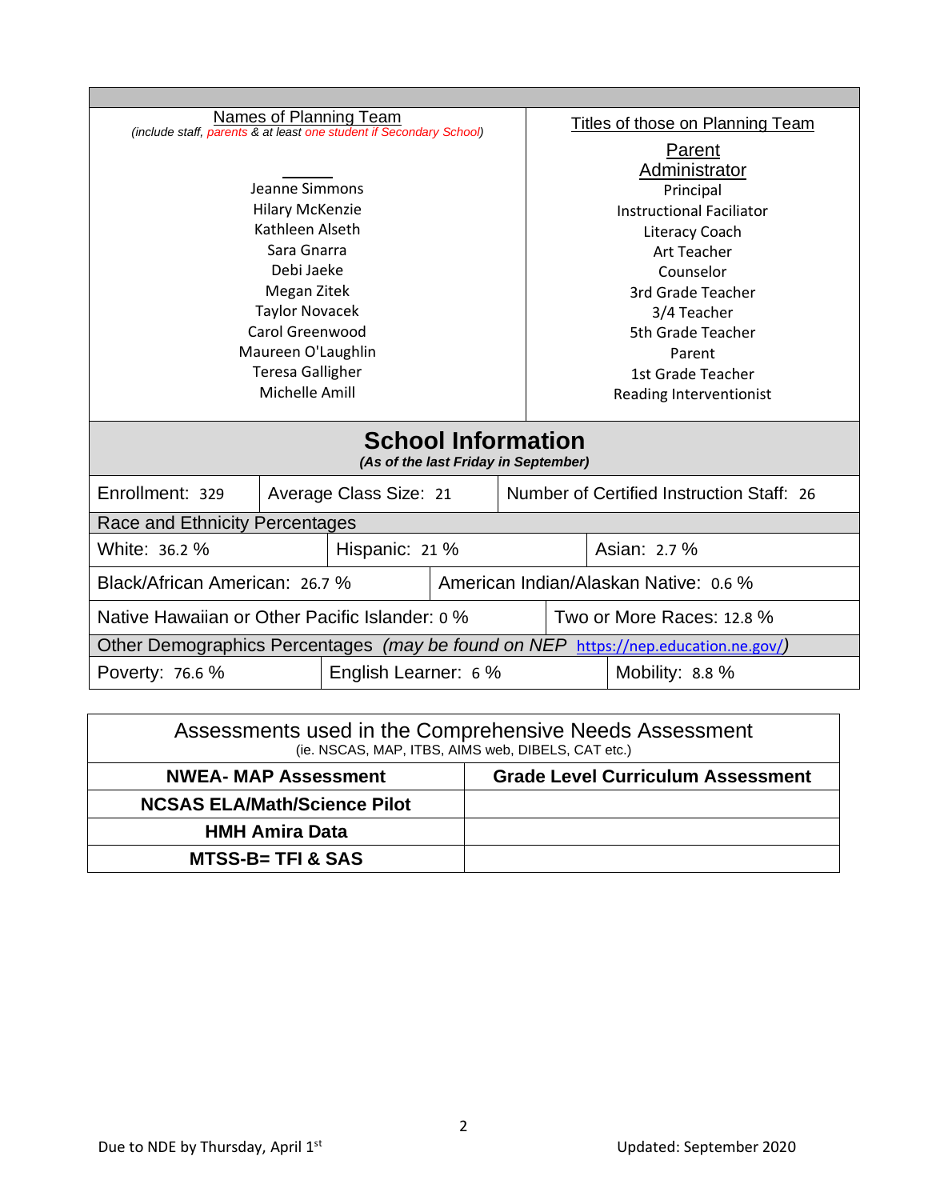| Names of Planning Team<br>*(include staff, parents & at least one student if Secondary School)* | Titles of those on Planning Team |
|---|---|
| | Parent |
| | Administrator |
| Jeanne Simmons | Principal |
| Hilary McKenzie | Instructional Faciliator |
| Kathleen Alseth | Literacy Coach |
| Sara Gnarra | Art Teacher |
| Debi Jaeke | Counselor |
| Megan Zitek | 3rd Grade Teacher |
| Taylor Novacek | 3/4 Teacher |
| Carol Greenwood | 5th Grade Teacher |
| Maureen O'Laughlin | Parent |
| Teresa Galligher | 1st Grade Teacher |
| Michelle Amill | Reading Interventionist |

## School Information

*(As of the last Friday in September)*

| Enrollment: 329 | Average Class Size: 21 | Number of Certified Instruction Staff: 26 |
|---|---|---|
| **Race and Ethnicity Percentages** | | |
| White: 36.2 % | Hispanic: 21 % | Asian: 2.7 % |
| Black/African American: 26.7 % | American Indian/Alaskan Native: 0.6 % | |
| Native Hawaiian or Other Pacific Islander: 0 % | Two or More Races: 12.8 % | |
| **Other Demographics Percentages** *(may be found on NEP https://nep.education.ne.gov/)* | | |
| Poverty: 76.6 % | English Learner: 6 % | Mobility: 8.8 % |

| Assessments used in the Comprehensive Needs Assessment<br>(ie. NSCAS, MAP, ITBS, AIMS web, DIBELS, CAT etc.) | |
|---|---|
| **NWEA- MAP Assessment** | **Grade Level Curriculum Assessment** |
| **NCSAS ELA/Math/Science Pilot** | |
| **HMH Amira Data** | |
| **MTSS-B= TFI & SAS** | |

Due to NDE by Thursday, April 1st

Updated: September 2020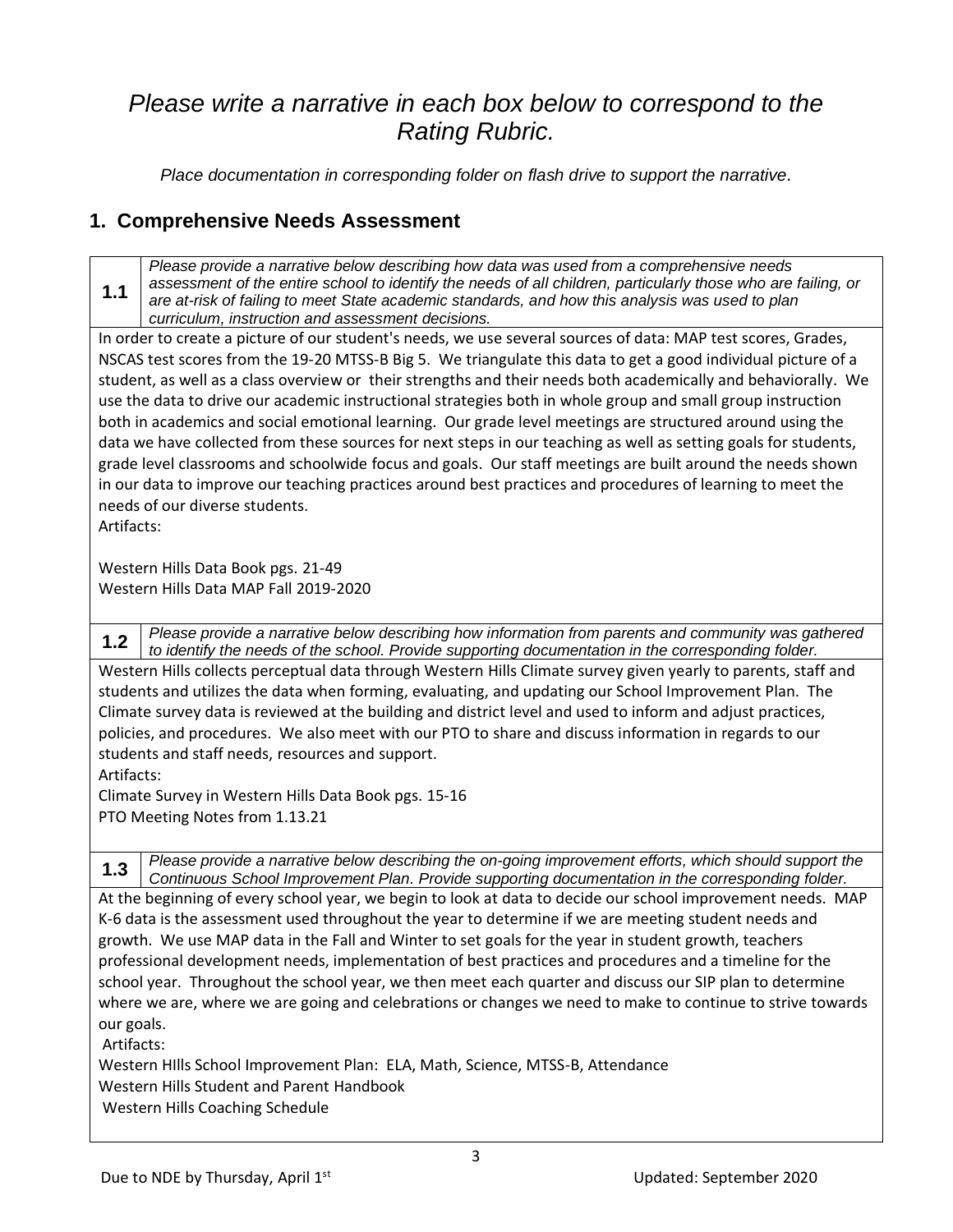# *Please write a narrative in each box below to correspond to the Rating Rubric.*

*Place documentation in corresponding folder on flash drive to support the narrative.*

## 1. Comprehensive Needs Assessment

**1.1** *Please provide a narrative below describing how data was used from a comprehensive needs assessment of the entire school to identify the needs of all children, particularly those who are failing, or are at-risk of failing to meet State academic standards, and how this analysis was used to plan curriculum, instruction and assessment decisions.*

In order to create a picture of our student's needs, we use several sources of data: MAP test scores, Grades, NSCAS test scores from the 19-20 MTSS-B Big 5. We triangulate this data to get a good individual picture of a student, as well as a class overview or their strengths and their needs both academically and behaviorally. We use the data to drive our academic instructional strategies both in whole group and small group instruction both in academics and social emotional learning. Our grade level meetings are structured around using the data we have collected from these sources for next steps in our teaching as well as setting goals for students, grade level classrooms and schoolwide focus and goals. Our staff meetings are built around the needs shown in our data to improve our teaching practices around best practices and procedures of learning to meet the needs of our diverse students.

Artifacts:

Western Hills Data Book pgs. 21-49
Western Hills Data MAP Fall 2019-2020

**1.2** *Please provide a narrative below describing how information from parents and community was gathered to identify the needs of the school. Provide supporting documentation in the corresponding folder.*

Western Hills collects perceptual data through Western Hills Climate survey given yearly to parents, staff and students and utilizes the data when forming, evaluating, and updating our School Improvement Plan. The Climate survey data is reviewed at the building and district level and used to inform and adjust practices, policies, and procedures. We also meet with our PTO to share and discuss information in regards to our students and staff needs, resources and support.

Artifacts:
Climate Survey in Western Hills Data Book pgs. 15-16
PTO Meeting Notes from 1.13.21

**1.3** *Please provide a narrative below describing the on-going improvement efforts, which should support the Continuous School Improvement Plan. Provide supporting documentation in the corresponding folder.*

At the beginning of every school year, we begin to look at data to decide our school improvement needs. MAP K-6 data is the assessment used throughout the year to determine if we are meeting student needs and growth. We use MAP data in the Fall and Winter to set goals for the year in student growth, teachers professional development needs, implementation of best practices and procedures and a timeline for the school year. Throughout the school year, we then meet each quarter and discuss our SIP plan to determine where we are, where we are going and celebrations or changes we need to make to continue to strive towards our goals.

Artifacts:
Western HIlls School Improvement Plan: ELA, Math, Science, MTSS-B, Attendance
Western Hills Student and Parent Handbook
Western Hills Coaching Schedule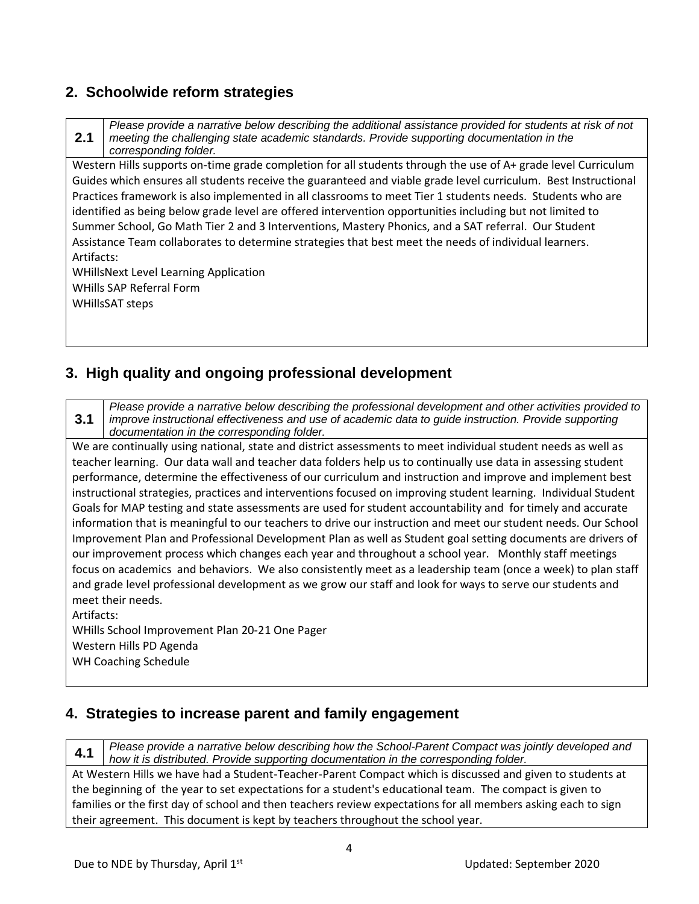## 2. Schoolwide reform strategies

| 2.1 | *Please provide a narrative below describing the additional assistance provided for students at risk of not meeting the challenging state academic standards. Provide supporting documentation in the corresponding folder.* |
|---|---|

Western Hills supports on-time grade completion for all students through the use of A+ grade level Curriculum Guides which ensures all students receive the guaranteed and viable grade level curriculum. Best Instructional Practices framework is also implemented in all classrooms to meet Tier 1 students needs. Students who are identified as being below grade level are offered intervention opportunities including but not limited to Summer School, Go Math Tier 2 and 3 Interventions, Mastery Phonics, and a SAT referral. Our Student Assistance Team collaborates to determine strategies that best meet the needs of individual learners.

Artifacts:
WHillsNext Level Learning Application
WHills SAP Referral Form
WHillsSAT steps

## 3. High quality and ongoing professional development

| 3.1 | *Please provide a narrative below describing the professional development and other activities provided to improve instructional effectiveness and use of academic data to guide instruction. Provide supporting documentation in the corresponding folder.* |
|---|---|

We are continually using national, state and district assessments to meet individual student needs as well as teacher learning. Our data wall and teacher data folders help us to continually use data in assessing student performance, determine the effectiveness of our curriculum and instruction and improve and implement best instructional strategies, practices and interventions focused on improving student learning. Individual Student Goals for MAP testing and state assessments are used for student accountability and for timely and accurate information that is meaningful to our teachers to drive our instruction and meet our student needs. Our School Improvement Plan and Professional Development Plan as well as Student goal setting documents are drivers of our improvement process which changes each year and throughout a school year. Monthly staff meetings focus on academics and behaviors. We also consistently meet as a leadership team (once a week) to plan staff and grade level professional development as we grow our staff and look for ways to serve our students and meet their needs.

Artifacts:
WHills School Improvement Plan 20-21 One Pager
Western Hills PD Agenda
WH Coaching Schedule

## 4. Strategies to increase parent and family engagement

| 4.1 | *Please provide a narrative below describing how the School-Parent Compact was jointly developed and how it is distributed. Provide supporting documentation in the corresponding folder.* |
|---|---|

At Western Hills we have had a Student-Teacher-Parent Compact which is discussed and given to students at the beginning of the year to set expectations for a student's educational team. The compact is given to families or the first day of school and then teachers review expectations for all members asking each to sign their agreement. This document is kept by teachers throughout the school year.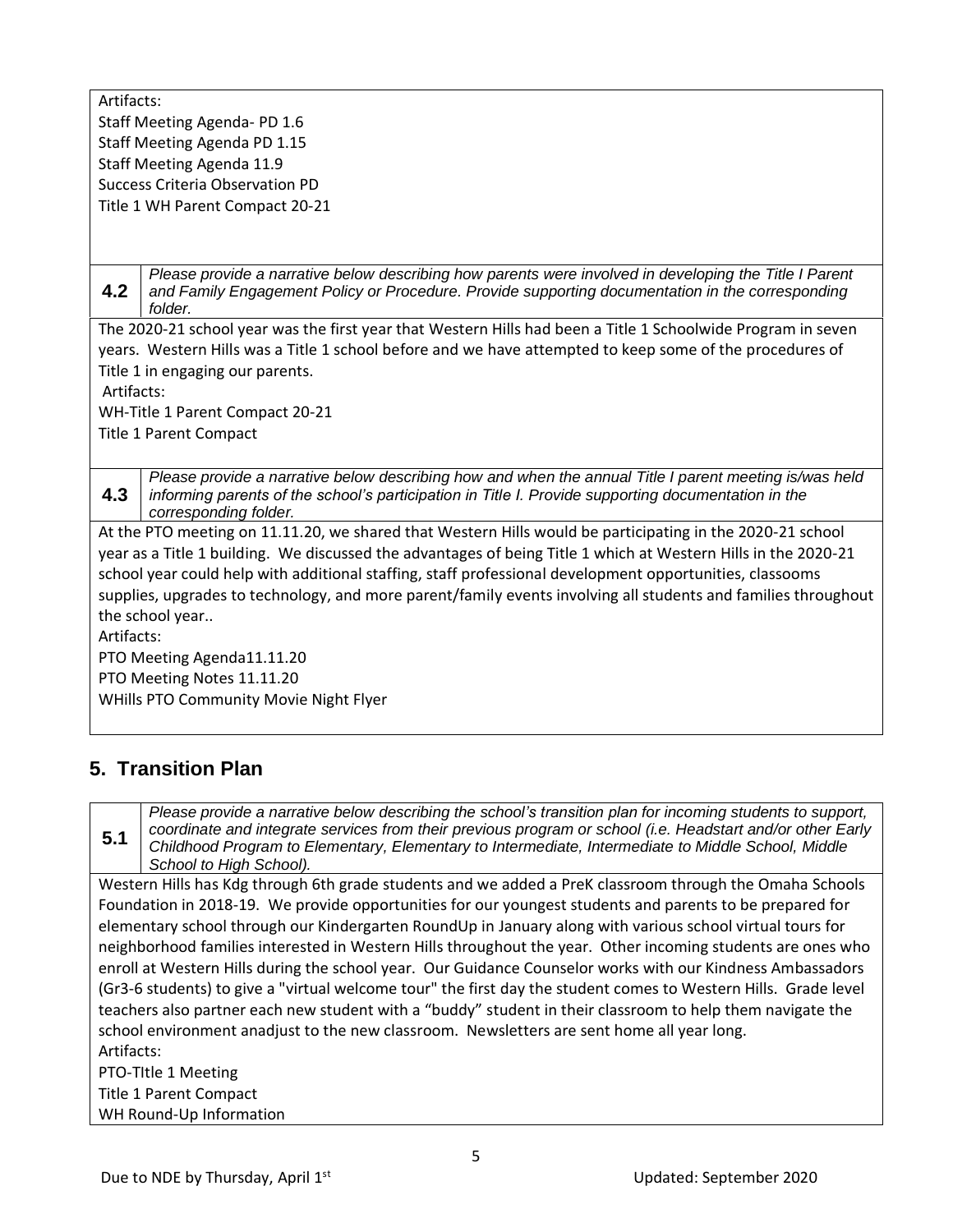Artifacts:
Staff Meeting Agenda- PD 1.6
Staff Meeting Agenda PD 1.15
Staff Meeting Agenda 11.9
Success Criteria Observation PD
Title 1 WH Parent Compact 20-21

**4.2** *Please provide a narrative below describing how parents were involved in developing the Title I Parent and Family Engagement Policy or Procedure. Provide supporting documentation in the corresponding folder.*

The 2020-21 school year was the first year that Western Hills had been a Title 1 Schoolwide Program in seven years. Western Hills was a Title 1 school before and we have attempted to keep some of the procedures of Title 1 in engaging our parents.
Artifacts:
WH-Title 1 Parent Compact 20-21
Title 1 Parent Compact

**4.3** *Please provide a narrative below describing how and when the annual Title I parent meeting is/was held informing parents of the school's participation in Title I. Provide supporting documentation in the corresponding folder.*

At the PTO meeting on 11.11.20, we shared that Western Hills would be participating in the 2020-21 school year as a Title 1 building. We discussed the advantages of being Title 1 which at Western Hills in the 2020-21 school year could help with additional staffing, staff professional development opportunities, classooms supplies, upgrades to technology, and more parent/family events involving all students and families throughout the school year..
Artifacts:
PTO Meeting Agenda11.11.20
PTO Meeting Notes 11.11.20
WHills PTO Community Movie Night Flyer

## 5. Transition Plan

**5.1** *Please provide a narrative below describing the school's transition plan for incoming students to support, coordinate and integrate services from their previous program or school (i.e. Headstart and/or other Early Childhood Program to Elementary, Elementary to Intermediate, Intermediate to Middle School, Middle School to High School).*

Western Hills has Kdg through 6th grade students and we added a PreK classroom through the Omaha Schools Foundation in 2018-19. We provide opportunities for our youngest students and parents to be prepared for elementary school through our Kindergarten RoundUp in January along with various school virtual tours for neighborhood families interested in Western Hills throughout the year. Other incoming students are ones who enroll at Western Hills during the school year. Our Guidance Counselor works with our Kindness Ambassadors (Gr3-6 students) to give a "virtual welcome tour" the first day the student comes to Western Hills. Grade level teachers also partner each new student with a "buddy" student in their classroom to help them navigate the school environment anadjust to the new classroom. Newsletters are sent home all year long.
Artifacts:
PTO-TItle 1 Meeting
Title 1 Parent Compact
WH Round-Up Information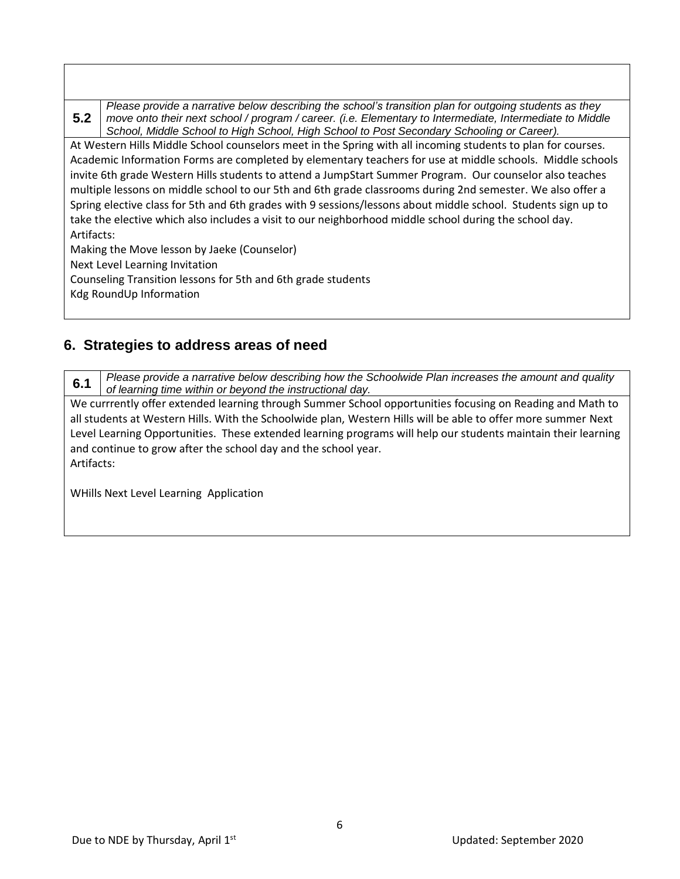| **5.2** | *Please provide a narrative below describing the school's transition plan for outgoing students as they move onto their next school / program / career. (i.e. Elementary to Intermediate, Intermediate to Middle School, Middle School to High School, High School to Post Secondary Schooling or Career).* |
|---|---|

At Western Hills Middle School counselors meet in the Spring with all incoming students to plan for courses. Academic Information Forms are completed by elementary teachers for use at middle schools. Middle schools invite 6th grade Western Hills students to attend a JumpStart Summer Program. Our counselor also teaches multiple lessons on middle school to our 5th and 6th grade classrooms during 2nd semester. We also offer a Spring elective class for 5th and 6th grades with 9 sessions/lessons about middle school. Students sign up to take the elective which also includes a visit to our neighborhood middle school during the school day.

Artifacts:

Making the Move lesson by Jaeke (Counselor)

Next Level Learning Invitation

Counseling Transition lessons for 5th and 6th grade students

Kdg RoundUp Information

## 6. Strategies to address areas of need

| **6.1** | *Please provide a narrative below describing how the Schoolwide Plan increases the amount and quality of learning time within or beyond the instructional day.* |
|---|---|

We currrently offer extended learning through Summer School opportunities focusing on Reading and Math to all students at Western Hills. With the Schoolwide plan, Western Hills will be able to offer more summer Next Level Learning Opportunities. These extended learning programs will help our students maintain their learning and continue to grow after the school day and the school year.

Artifacts:

WHills Next Level Learning Application

Due to NDE by Thursday, April 1st

Updated: September 2020